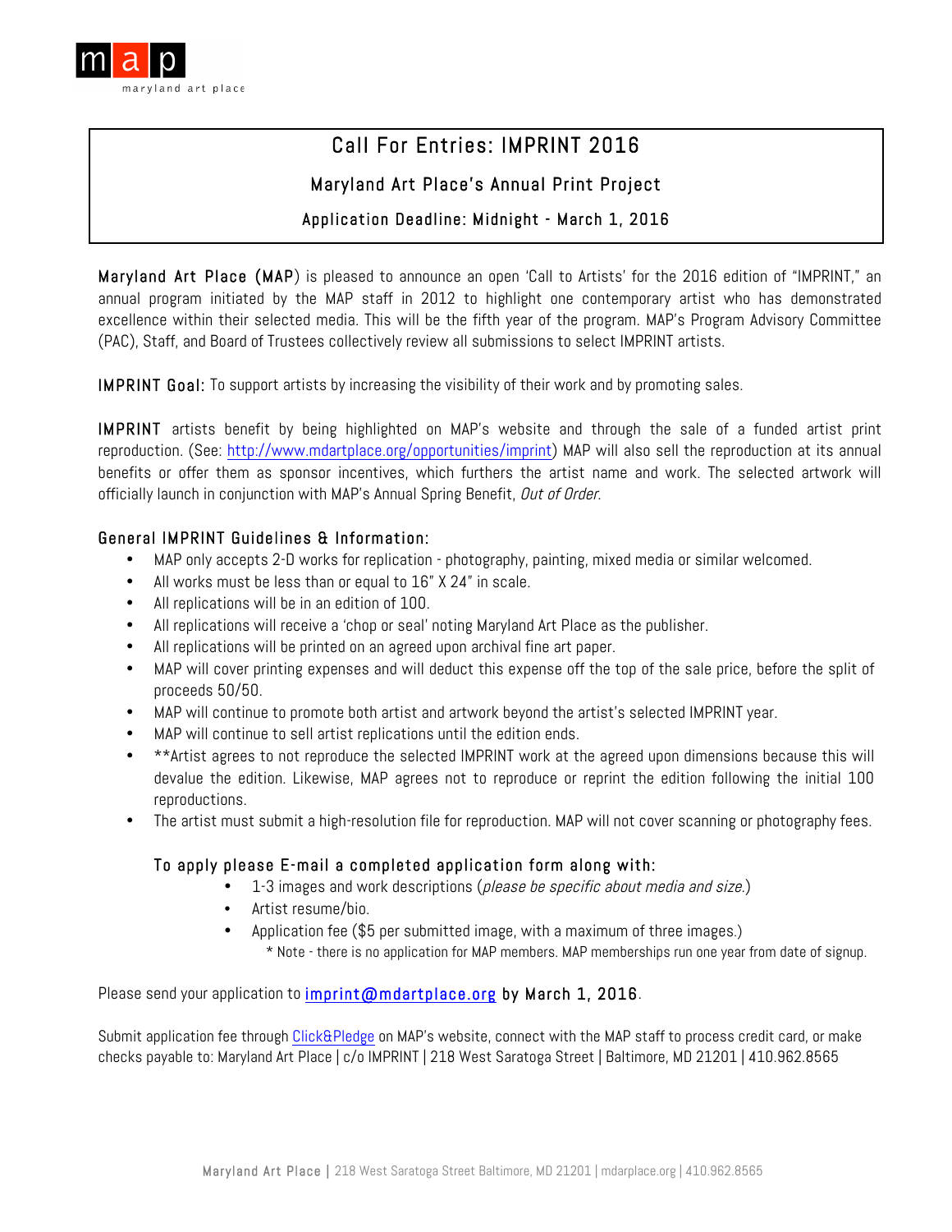map
maryland art place

# Call For Entries: IMPRINT 2016

## Maryland Art Place's Annual Print Project

### Application Deadline: Midnight - March 1, 2016

**Maryland Art Place (MAP)** is pleased to announce an open 'Call to Artists' for the 2016 edition of "IMPRINT," an annual program initiated by the MAP staff in 2012 to highlight one contemporary artist who has demonstrated excellence within their selected media. This will be the fifth year of the program. MAP's Program Advisory Committee (PAC), Staff, and Board of Trustees collectively review all submissions to select IMPRINT artists.

**IMPRINT Goal:** To support artists by increasing the visibility of their work and by promoting sales.

**IMPRINT** artists benefit by being highlighted on MAP's website and through the sale of a funded artist print reproduction. (See: http://www.mdartplace.org/opportunities/imprint) MAP will also sell the reproduction at its annual benefits or offer them as sponsor incentives, which furthers the artist name and work. The selected artwork will officially launch in conjunction with MAP's Annual Spring Benefit, *Out of Order*.

### General IMPRINT Guidelines & Information:

- MAP only accepts 2-D works for replication - photography, painting, mixed media or similar welcomed.
- All works must be less than or equal to 16" X 24" in scale.
- All replications will be in an edition of 100.
- All replications will receive a 'chop or seal' noting Maryland Art Place as the publisher.
- All replications will be printed on an agreed upon archival fine art paper.
- MAP will cover printing expenses and will deduct this expense off the top of the sale price, before the split of proceeds 50/50.
- MAP will continue to promote both artist and artwork beyond the artist's selected IMPRINT year.
- MAP will continue to sell artist replications until the edition ends.
- **Artist agrees to not reproduce the selected IMPRINT work at the agreed upon dimensions because this will devalue the edition. Likewise, MAP agrees not to reproduce or reprint the edition following the initial 100 reproductions.
- The artist must submit a high-resolution file for reproduction. MAP will not cover scanning or photography fees.

### To apply please E-mail a completed application form along with:

- 1-3 images and work descriptions (*please be specific about media and size.*)
- Artist resume/bio.
- Application fee ($5 per submitted image, with a maximum of three images.)
  - \* Note - there is no application for MAP members. MAP memberships run one year from date of signup.

Please send your application to imprint@mdartplace.org **by March 1, 2016**.

Submit application fee through Click&Pledge on MAP's website, connect with the MAP staff to process credit card, or make checks payable to: Maryland Art Place | c/o IMPRINT | 218 West Saratoga Street | Baltimore, MD 21201 | 410.962.8565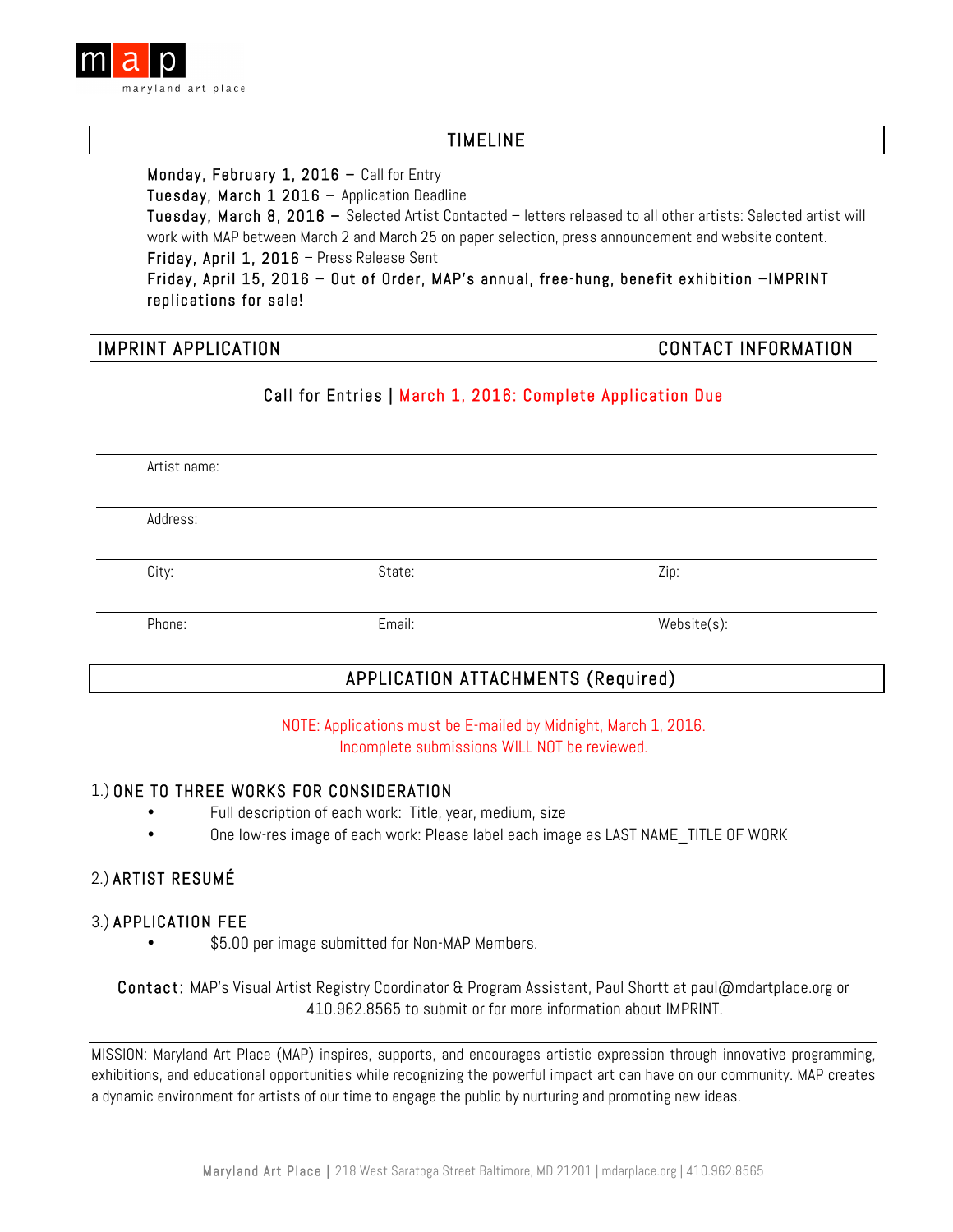m a p
maryland art place

## TIMELINE

**Monday, February 1, 2016 –** Call for Entry
**Tuesday, March 1 2016 –** Application Deadline
**Tuesday, March 8, 2016 –** Selected Artist Contacted – letters released to all other artists: Selected artist will work with MAP between March 2 and March 25 on paper selection, press announcement and website content.
**Friday, April 1, 2016** – Press Release Sent
**Friday, April 15, 2016 – Out of Order, MAP's annual, free-hung, benefit exhibition –IMPRINT replications for sale!**

## IMPRINT APPLICATION CONTACT INFORMATION

**Call for Entries | March 1, 2016: Complete Application Due**

Artist name:

Address:

City: State: Zip:

Phone: Email: Website(s):

## APPLICATION ATTACHMENTS (Required)

NOTE: Applications must be E-mailed by Midnight, March 1, 2016.
Incomplete submissions WILL NOT be reviewed.

1.) **ONE TO THREE WORKS FOR CONSIDERATION**

- Full description of each work: Title, year, medium, size
- One low-res image of each work: Please label each image as LAST NAME_TITLE OF WORK

2.) **ARTIST RESUMÉ**

3.) **APPLICATION FEE**

- $5.00 per image submitted for Non-MAP Members.

**Contact:** MAP's Visual Artist Registry Coordinator & Program Assistant, Paul Shortt at paul@mdartplace.org or 410.962.8565 to submit or for more information about IMPRINT.

MISSION: Maryland Art Place (MAP) inspires, supports, and encourages artistic expression through innovative programming, exhibitions, and educational opportunities while recognizing the powerful impact art can have on our community. MAP creates a dynamic environment for artists of our time to engage the public by nurturing and promoting new ideas.

Maryland Art Place | 218 West Saratoga Street Baltimore, MD 21201 | mdarplace.org | 410.962.8565